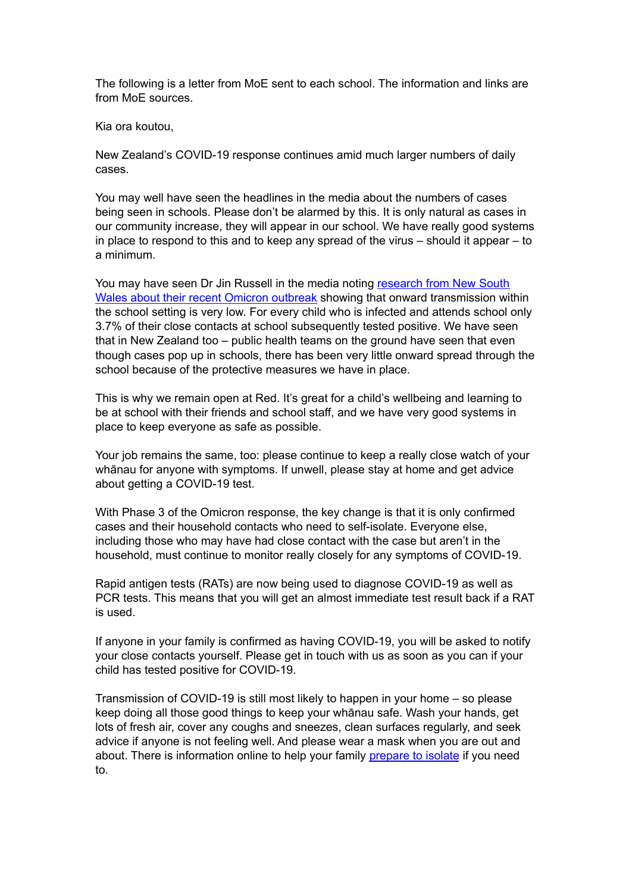The following is a letter from MoE sent to each school. The information and links are from MoE sources.

Kia ora koutou,

New Zealand's COVID-19 response continues amid much larger numbers of daily cases.

You may well have seen the headlines in the media about the numbers of cases being seen in schools. Please don't be alarmed by this. It is only natural as cases in our community increase, they will appear in our school. We have really good systems in place to respond to this and to keep any spread of the virus – should it appear – to a minimum.

You may have seen Dr Jin Russell in the media noting [research from New South Wales about their recent Omicron outbreak]() showing that onward transmission within the school setting is very low. For every child who is infected and attends school only 3.7% of their close contacts at school subsequently tested positive. We have seen that in New Zealand too – public health teams on the ground have seen that even though cases pop up in schools, there has been very little onward spread through the school because of the protective measures we have in place.

This is why we remain open at Red. It's great for a child's wellbeing and learning to be at school with their friends and school staff, and we have very good systems in place to keep everyone as safe as possible.

Your job remains the same, too: please continue to keep a really close watch of your whānau for anyone with symptoms. If unwell, please stay at home and get advice about getting a COVID-19 test.

With Phase 3 of the Omicron response, the key change is that it is only confirmed cases and their household contacts who need to self-isolate. Everyone else, including those who may have had close contact with the case but aren't in the household, must continue to monitor really closely for any symptoms of COVID-19.

Rapid antigen tests (RATs) are now being used to diagnose COVID-19 as well as PCR tests. This means that you will get an almost immediate test result back if a RAT is used.

If anyone in your family is confirmed as having COVID-19, you will be asked to notify your close contacts yourself. Please get in touch with us as soon as you can if your child has tested positive for COVID-19.

Transmission of COVID-19 is still most likely to happen in your home – so please keep doing all those good things to keep your whānau safe. Wash your hands, get lots of fresh air, cover any coughs and sneezes, clean surfaces regularly, and seek advice if anyone is not feeling well. And please wear a mask when you are out and about. There is information online to help your family [prepare to isolate]() if you need to.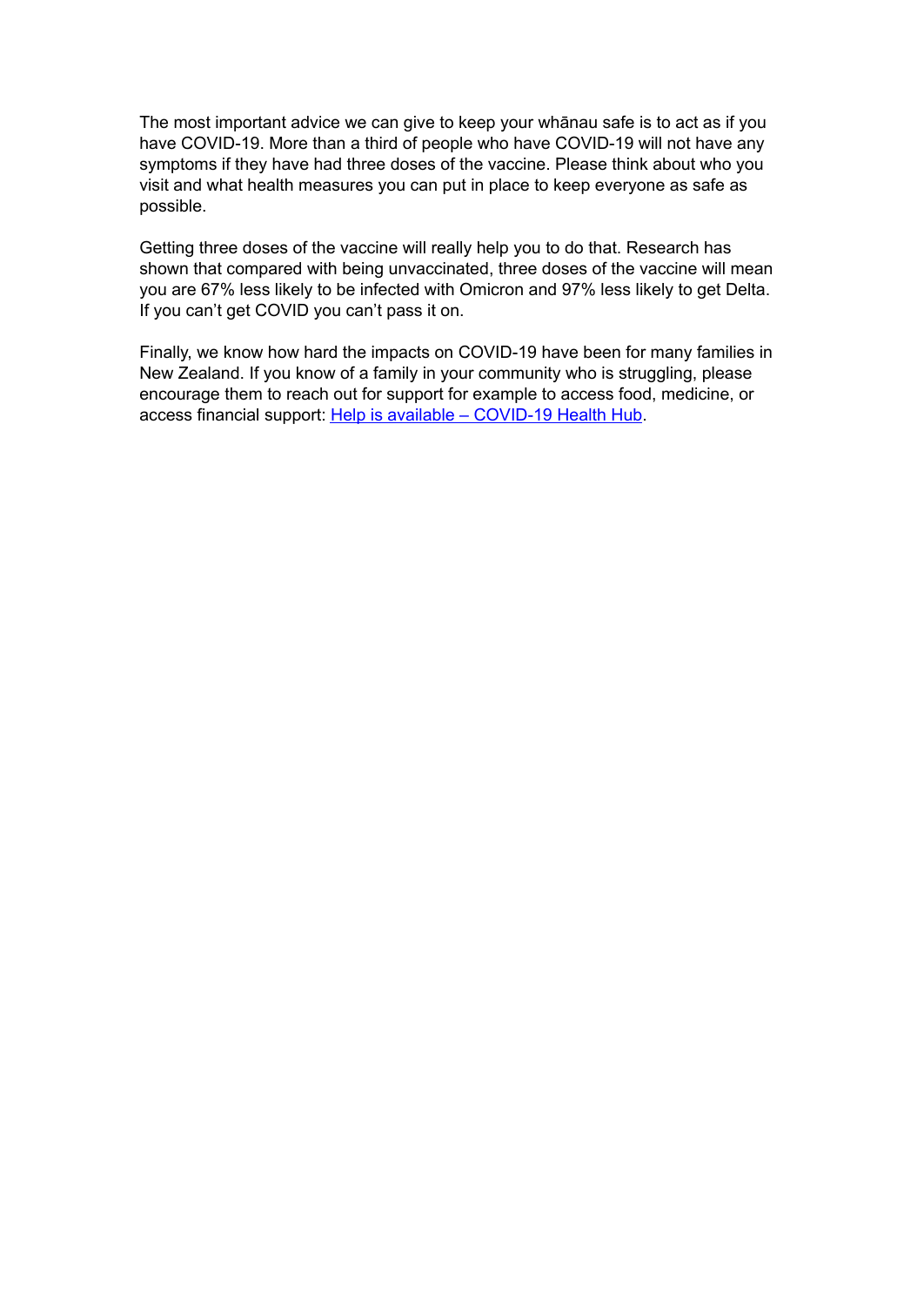The most important advice we can give to keep your whānau safe is to act as if you have COVID-19. More than a third of people who have COVID-19 will not have any symptoms if they have had three doses of the vaccine. Please think about who you visit and what health measures you can put in place to keep everyone as safe as possible.

Getting three doses of the vaccine will really help you to do that. Research has shown that compared with being unvaccinated, three doses of the vaccine will mean you are 67% less likely to be infected with Omicron and 97% less likely to get Delta. If you can't get COVID you can't pass it on.

Finally, we know how hard the impacts on COVID-19 have been for many families in New Zealand. If you know of a family in your community who is struggling, please encourage them to reach out for support for example to access food, medicine, or access financial support: Help is available – COVID-19 Health Hub.